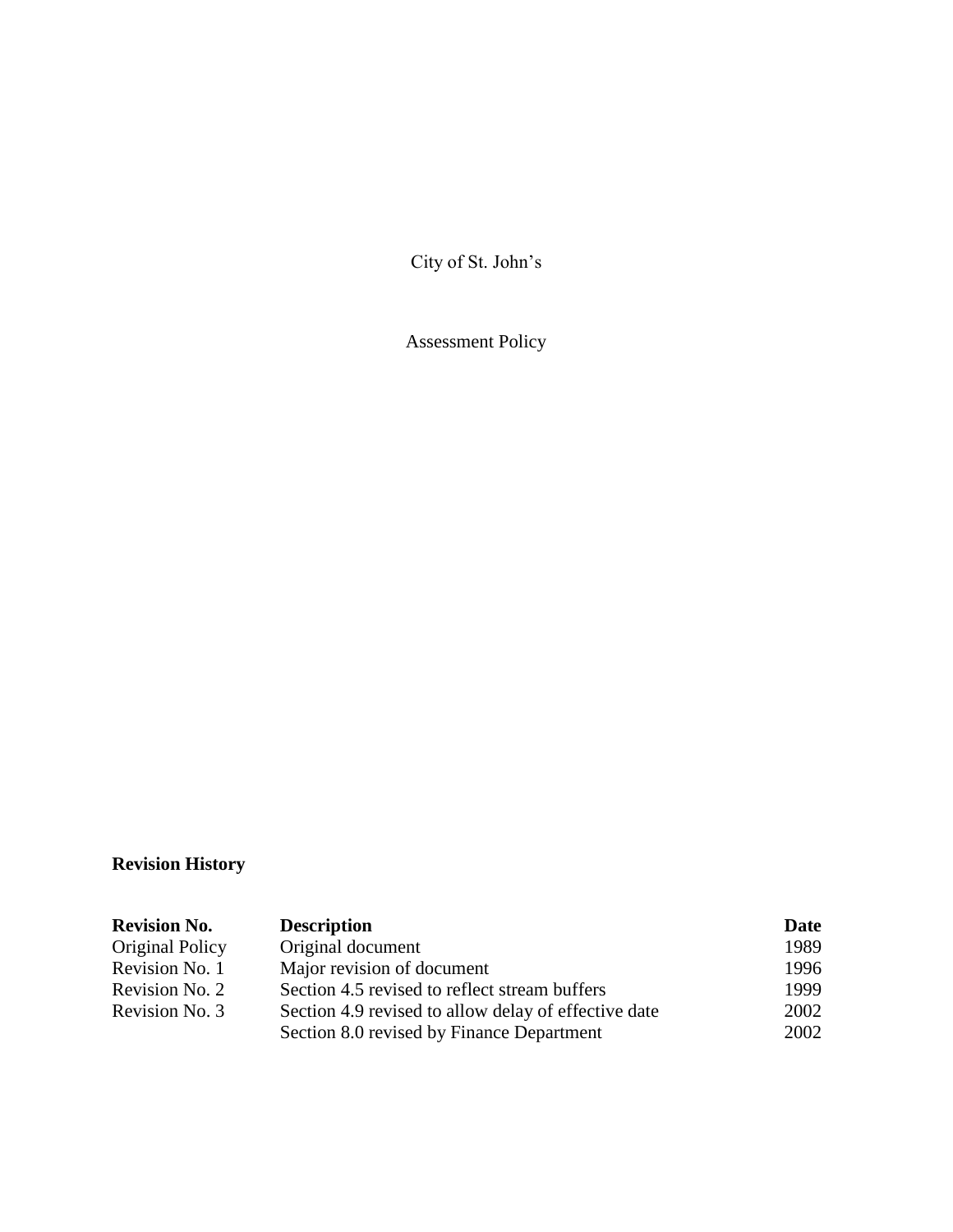City of St. John's

Assessment Policy

**Revision History**

| **Revision No.** | **Description** | **Date** |
|---|---|---|
| Original Policy | Original document | 1989 |
| Revision No. 1 | Major revision of document | 1996 |
| Revision No. 2 | Section 4.5 revised to reflect stream buffers | 1999 |
| Revision No. 3 | Section 4.9 revised to allow delay of effective date | 2002 |
| | Section 8.0 revised by Finance Department | 2002 |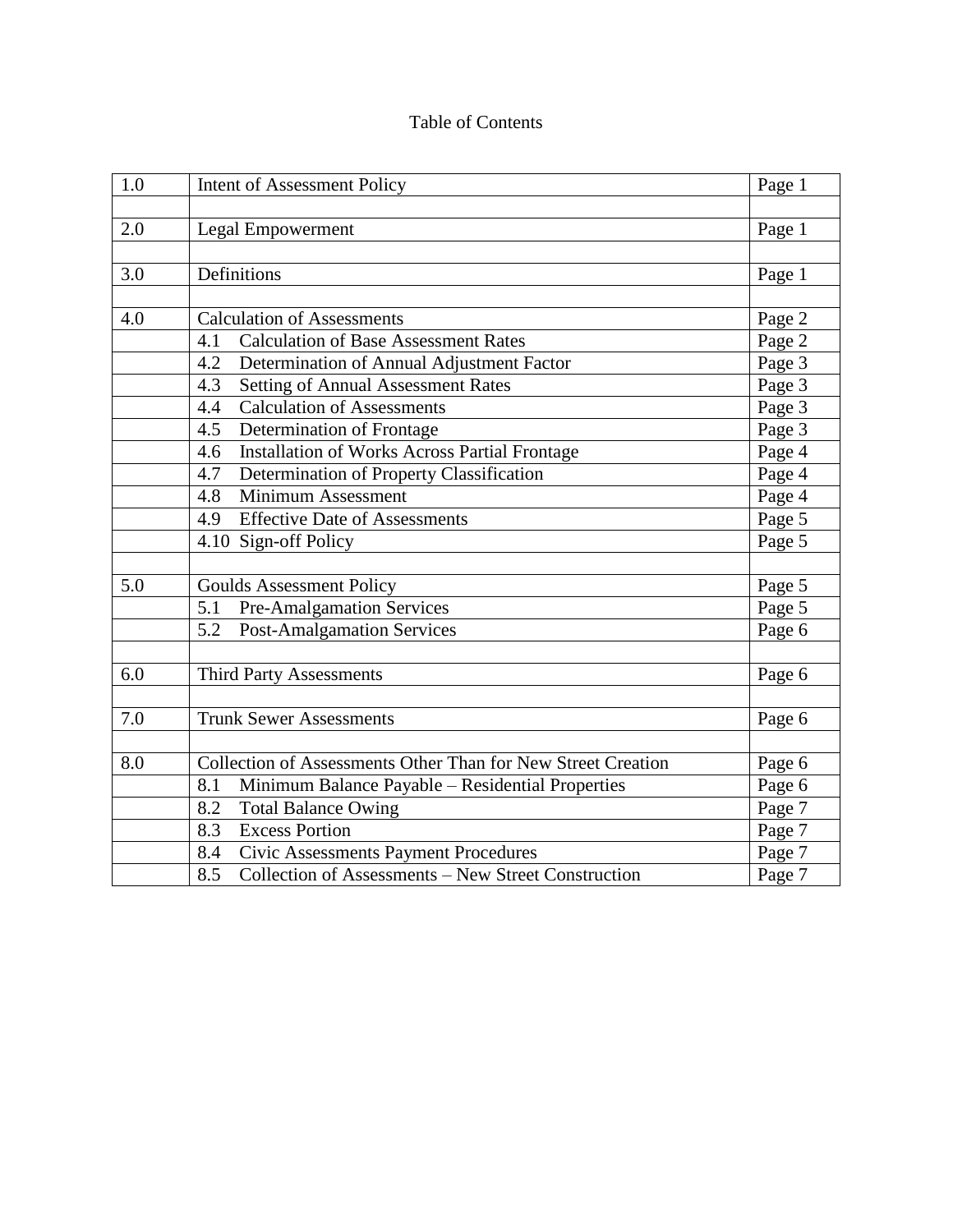Table of Contents

| | | |
|---|---|---|
| 1.0 | Intent of Assessment Policy | Page 1 |
| | | |
| 2.0 | Legal Empowerment | Page 1 |
| | | |
| 3.0 | Definitions | Page 1 |
| | | |
| 4.0 | Calculation of Assessments | Page 2 |
| | 4.1 Calculation of Base Assessment Rates | Page 2 |
| | 4.2 Determination of Annual Adjustment Factor | Page 3 |
| | 4.3 Setting of Annual Assessment Rates | Page 3 |
| | 4.4 Calculation of Assessments | Page 3 |
| | 4.5 Determination of Frontage | Page 3 |
| | 4.6 Installation of Works Across Partial Frontage | Page 4 |
| | 4.7 Determination of Property Classification | Page 4 |
| | 4.8 Minimum Assessment | Page 4 |
| | 4.9 Effective Date of Assessments | Page 5 |
| | 4.10 Sign-off Policy | Page 5 |
| | | |
| 5.0 | Goulds Assessment Policy | Page 5 |
| | 5.1 Pre-Amalgamation Services | Page 5 |
| | 5.2 Post-Amalgamation Services | Page 6 |
| | | |
| 6.0 | Third Party Assessments | Page 6 |
| | | |
| 7.0 | Trunk Sewer Assessments | Page 6 |
| | | |
| 8.0 | Collection of Assessments Other Than for New Street Creation | Page 6 |
| | 8.1 Minimum Balance Payable – Residential Properties | Page 6 |
| | 8.2 Total Balance Owing | Page 7 |
| | 8.3 Excess Portion | Page 7 |
| | 8.4 Civic Assessments Payment Procedures | Page 7 |
| | 8.5 Collection of Assessments – New Street Construction | Page 7 |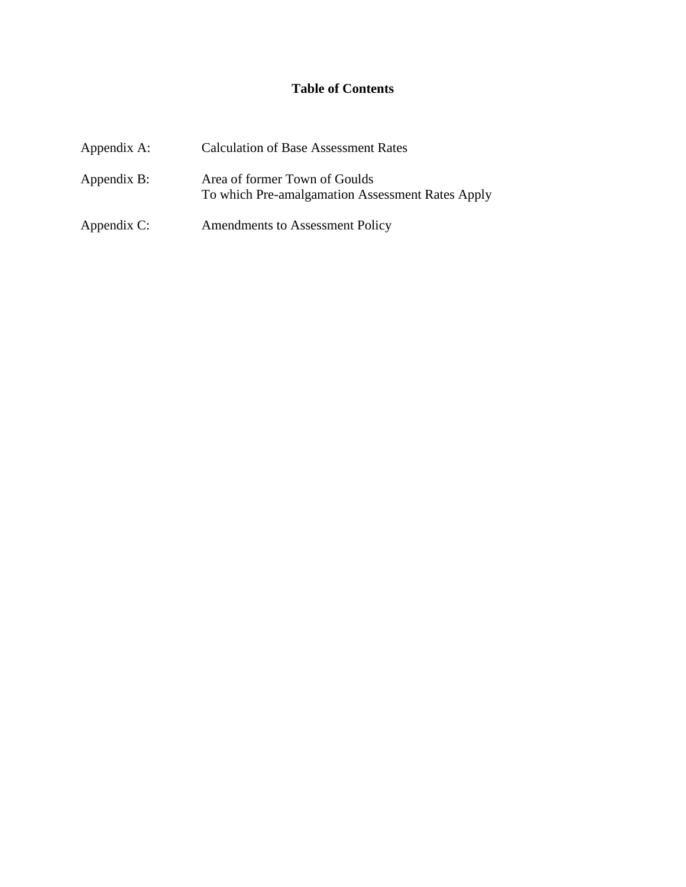# Table of Contents

| | |
|---|---|
| Appendix A: | Calculation of Base Assessment Rates |
| Appendix B: | Area of former Town of Goulds<br>To which Pre-amalgamation Assessment Rates Apply |
| Appendix C: | Amendments to Assessment Policy |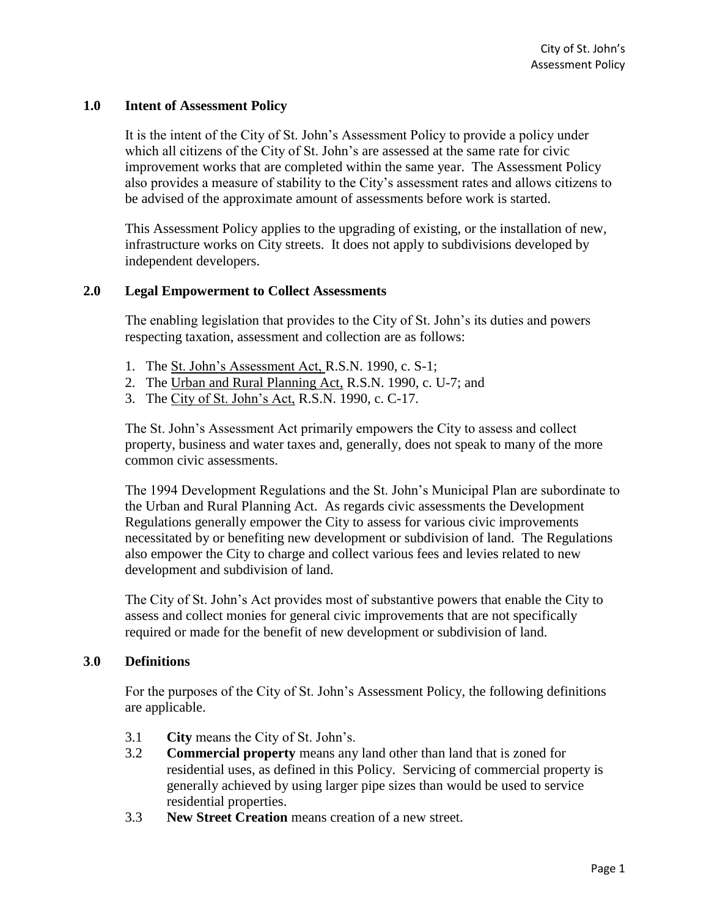## 1.0 Intent of Assessment Policy

It is the intent of the City of St. John's Assessment Policy to provide a policy under which all citizens of the City of St. John's are assessed at the same rate for civic improvement works that are completed within the same year. The Assessment Policy also provides a measure of stability to the City's assessment rates and allows citizens to be advised of the approximate amount of assessments before work is started.

This Assessment Policy applies to the upgrading of existing, or the installation of new, infrastructure works on City streets. It does not apply to subdivisions developed by independent developers.

## 2.0 Legal Empowerment to Collect Assessments

The enabling legislation that provides to the City of St. John's its duties and powers respecting taxation, assessment and collection are as follows:

1. The St. John's Assessment Act, R.S.N. 1990, c. S-1;
2. The Urban and Rural Planning Act, R.S.N. 1990, c. U-7; and
3. The City of St. John's Act, R.S.N. 1990, c. C-17.

The St. John's Assessment Act primarily empowers the City to assess and collect property, business and water taxes and, generally, does not speak to many of the more common civic assessments.

The 1994 Development Regulations and the St. John's Municipal Plan are subordinate to the Urban and Rural Planning Act. As regards civic assessments the Development Regulations generally empower the City to assess for various civic improvements necessitated by or benefiting new development or subdivision of land. The Regulations also empower the City to charge and collect various fees and levies related to new development and subdivision of land.

The City of St. John's Act provides most of substantive powers that enable the City to assess and collect monies for general civic improvements that are not specifically required or made for the benefit of new development or subdivision of land.

## 3.0 Definitions

For the purposes of the City of St. John's Assessment Policy, the following definitions are applicable.

3.1 **City** means the City of St. John's.

3.2 **Commercial property** means any land other than land that is zoned for residential uses, as defined in this Policy. Servicing of commercial property is generally achieved by using larger pipe sizes than would be used to service residential properties.

3.3 **New Street Creation** means creation of a new street.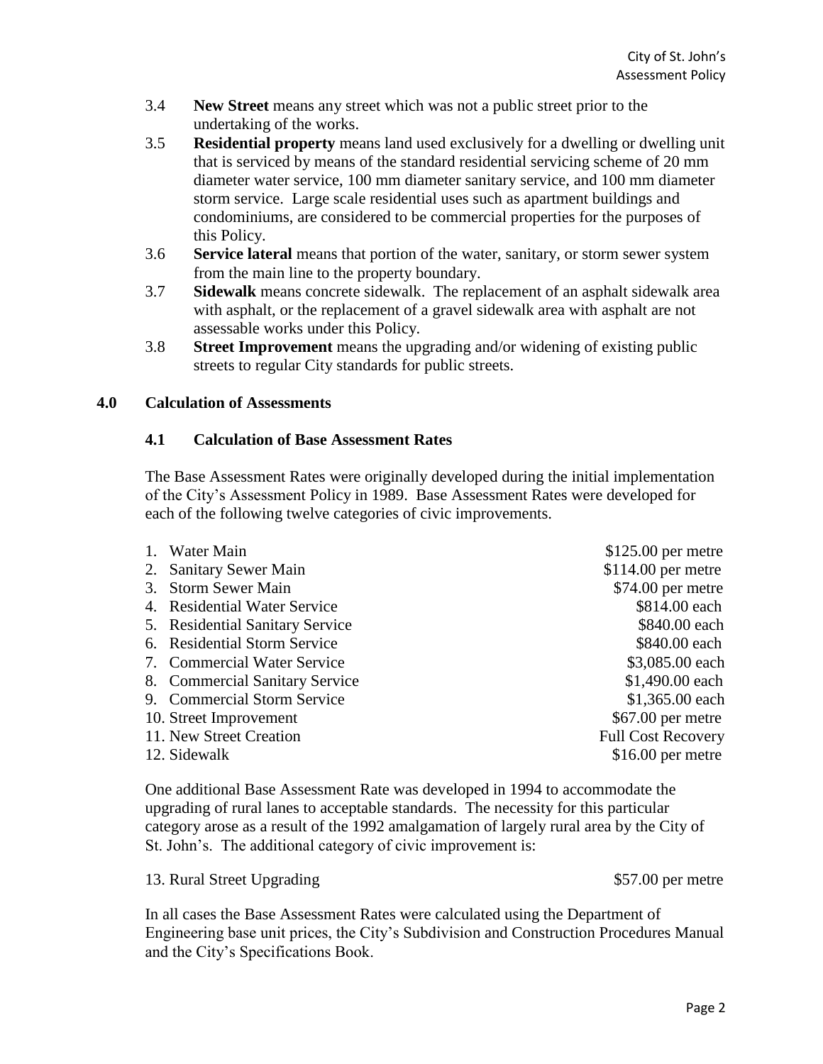3.4 **New Street** means any street which was not a public street prior to the undertaking of the works.

3.5 **Residential property** means land used exclusively for a dwelling or dwelling unit that is serviced by means of the standard residential servicing scheme of 20 mm diameter water service, 100 mm diameter sanitary service, and 100 mm diameter storm service. Large scale residential uses such as apartment buildings and condominiums, are considered to be commercial properties for the purposes of this Policy.

3.6 **Service lateral** means that portion of the water, sanitary, or storm sewer system from the main line to the property boundary.

3.7 **Sidewalk** means concrete sidewalk. The replacement of an asphalt sidewalk area with asphalt, or the replacement of a gravel sidewalk area with asphalt are not assessable works under this Policy.

3.8 **Street Improvement** means the upgrading and/or widening of existing public streets to regular City standards for public streets.

## 4.0 Calculation of Assessments

### 4.1 Calculation of Base Assessment Rates

The Base Assessment Rates were originally developed during the initial implementation of the City's Assessment Policy in 1989. Base Assessment Rates were developed for each of the following twelve categories of civic improvements.

| | |
|---|---|
| 1. Water Main | $125.00 per metre |
| 2. Sanitary Sewer Main | $114.00 per metre |
| 3. Storm Sewer Main | $74.00 per metre |
| 4. Residential Water Service | $814.00 each |
| 5. Residential Sanitary Service | $840.00 each |
| 6. Residential Storm Service | $840.00 each |
| 7. Commercial Water Service | $3,085.00 each |
| 8. Commercial Sanitary Service | $1,490.00 each |
| 9. Commercial Storm Service | $1,365.00 each |
| 10. Street Improvement | $67.00 per metre |
| 11. New Street Creation | Full Cost Recovery |
| 12. Sidewalk | $16.00 per metre |

One additional Base Assessment Rate was developed in 1994 to accommodate the upgrading of rural lanes to acceptable standards. The necessity for this particular category arose as a result of the 1992 amalgamation of largely rural area by the City of St. John's. The additional category of civic improvement is:

| | |
|---|---|
| 13. Rural Street Upgrading | $57.00 per metre |

In all cases the Base Assessment Rates were calculated using the Department of Engineering base unit prices, the City's Subdivision and Construction Procedures Manual and the City's Specifications Book.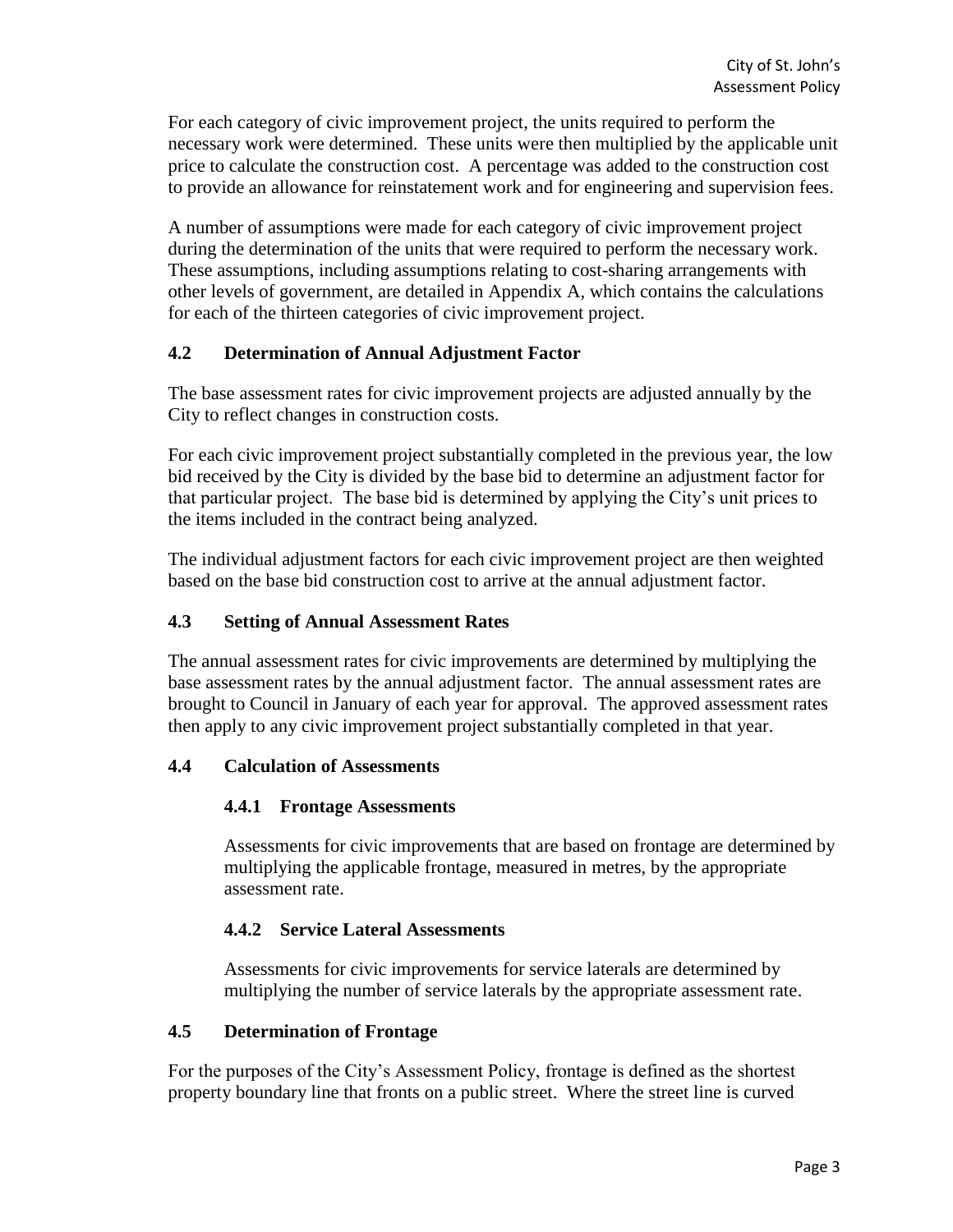For each category of civic improvement project, the units required to perform the necessary work were determined. These units were then multiplied by the applicable unit price to calculate the construction cost. A percentage was added to the construction cost to provide an allowance for reinstatement work and for engineering and supervision fees.

A number of assumptions were made for each category of civic improvement project during the determination of the units that were required to perform the necessary work. These assumptions, including assumptions relating to cost-sharing arrangements with other levels of government, are detailed in Appendix A, which contains the calculations for each of the thirteen categories of civic improvement project.

## 4.2 Determination of Annual Adjustment Factor

The base assessment rates for civic improvement projects are adjusted annually by the City to reflect changes in construction costs.

For each civic improvement project substantially completed in the previous year, the low bid received by the City is divided by the base bid to determine an adjustment factor for that particular project. The base bid is determined by applying the City's unit prices to the items included in the contract being analyzed.

The individual adjustment factors for each civic improvement project are then weighted based on the base bid construction cost to arrive at the annual adjustment factor.

## 4.3 Setting of Annual Assessment Rates

The annual assessment rates for civic improvements are determined by multiplying the base assessment rates by the annual adjustment factor. The annual assessment rates are brought to Council in January of each year for approval. The approved assessment rates then apply to any civic improvement project substantially completed in that year.

## 4.4 Calculation of Assessments

### 4.4.1 Frontage Assessments

Assessments for civic improvements that are based on frontage are determined by multiplying the applicable frontage, measured in metres, by the appropriate assessment rate.

### 4.4.2 Service Lateral Assessments

Assessments for civic improvements for service laterals are determined by multiplying the number of service laterals by the appropriate assessment rate.

## 4.5 Determination of Frontage

For the purposes of the City's Assessment Policy, frontage is defined as the shortest property boundary line that fronts on a public street. Where the street line is curved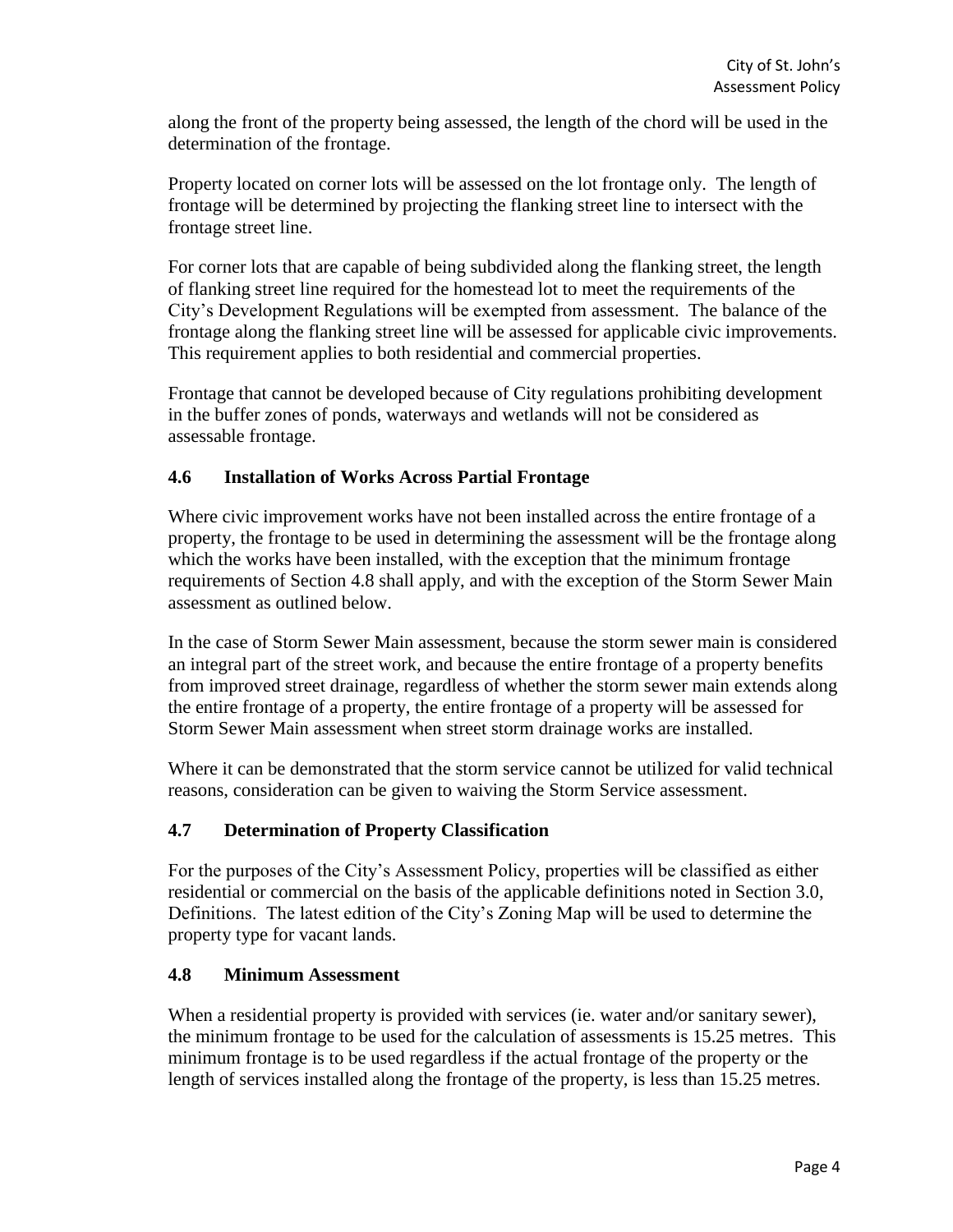along the front of the property being assessed, the length of the chord will be used in the determination of the frontage.

Property located on corner lots will be assessed on the lot frontage only. The length of frontage will be determined by projecting the flanking street line to intersect with the frontage street line.

For corner lots that are capable of being subdivided along the flanking street, the length of flanking street line required for the homestead lot to meet the requirements of the City's Development Regulations will be exempted from assessment. The balance of the frontage along the flanking street line will be assessed for applicable civic improvements. This requirement applies to both residential and commercial properties.

Frontage that cannot be developed because of City regulations prohibiting development in the buffer zones of ponds, waterways and wetlands will not be considered as assessable frontage.

### 4.6 Installation of Works Across Partial Frontage

Where civic improvement works have not been installed across the entire frontage of a property, the frontage to be used in determining the assessment will be the frontage along which the works have been installed, with the exception that the minimum frontage requirements of Section 4.8 shall apply, and with the exception of the Storm Sewer Main assessment as outlined below.

In the case of Storm Sewer Main assessment, because the storm sewer main is considered an integral part of the street work, and because the entire frontage of a property benefits from improved street drainage, regardless of whether the storm sewer main extends along the entire frontage of a property, the entire frontage of a property will be assessed for Storm Sewer Main assessment when street storm drainage works are installed.

Where it can be demonstrated that the storm service cannot be utilized for valid technical reasons, consideration can be given to waiving the Storm Service assessment.

### 4.7 Determination of Property Classification

For the purposes of the City's Assessment Policy, properties will be classified as either residential or commercial on the basis of the applicable definitions noted in Section 3.0, Definitions. The latest edition of the City's Zoning Map will be used to determine the property type for vacant lands.

### 4.8 Minimum Assessment

When a residential property is provided with services (ie. water and/or sanitary sewer), the minimum frontage to be used for the calculation of assessments is 15.25 metres. This minimum frontage is to be used regardless if the actual frontage of the property or the length of services installed along the frontage of the property, is less than 15.25 metres.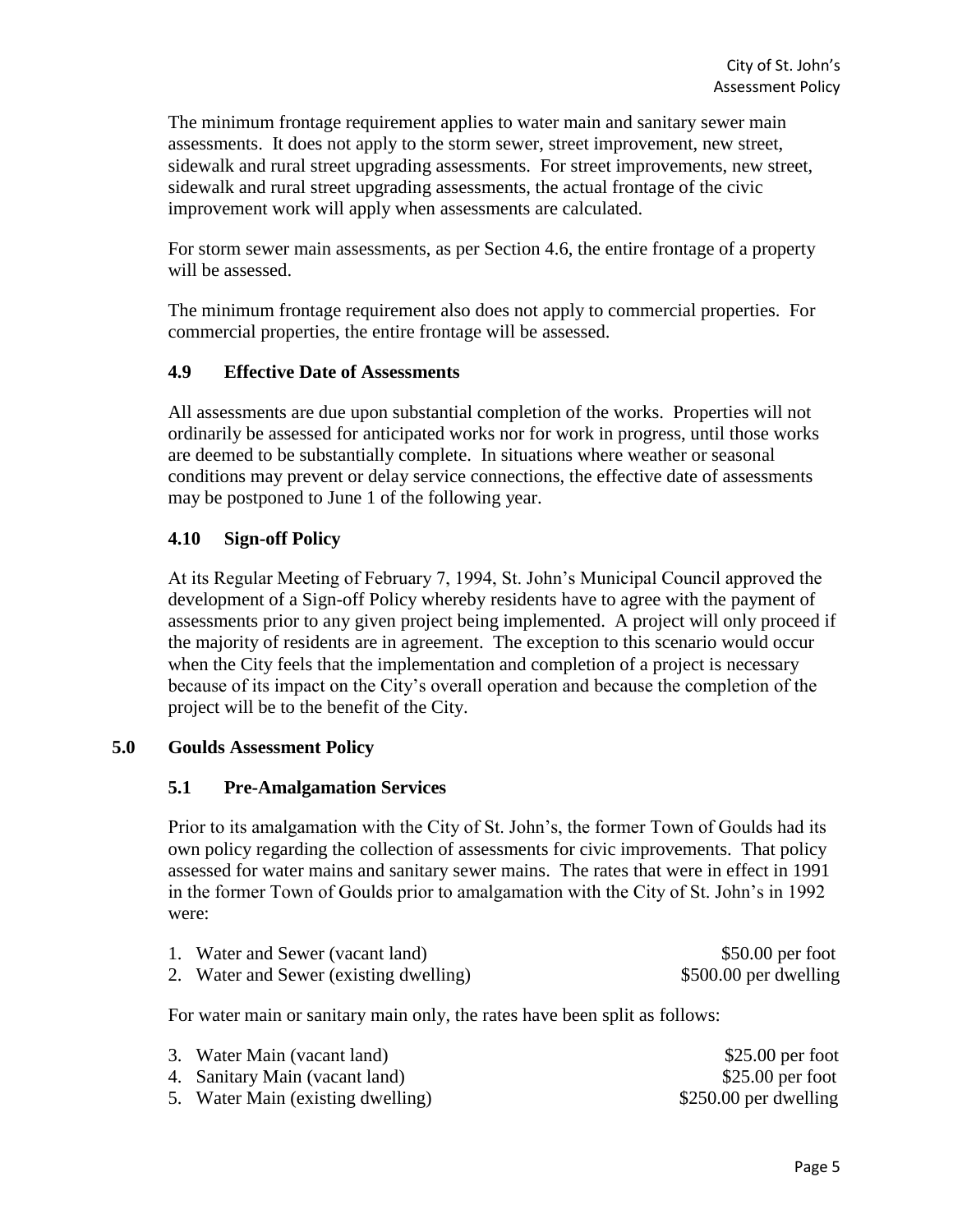The minimum frontage requirement applies to water main and sanitary sewer main assessments. It does not apply to the storm sewer, street improvement, new street, sidewalk and rural street upgrading assessments. For street improvements, new street, sidewalk and rural street upgrading assessments, the actual frontage of the civic improvement work will apply when assessments are calculated.

For storm sewer main assessments, as per Section 4.6, the entire frontage of a property will be assessed.

The minimum frontage requirement also does not apply to commercial properties. For commercial properties, the entire frontage will be assessed.

### 4.9 Effective Date of Assessments

All assessments are due upon substantial completion of the works. Properties will not ordinarily be assessed for anticipated works nor for work in progress, until those works are deemed to be substantially complete. In situations where weather or seasonal conditions may prevent or delay service connections, the effective date of assessments may be postponed to June 1 of the following year.

### 4.10 Sign-off Policy

At its Regular Meeting of February 7, 1994, St. John's Municipal Council approved the development of a Sign-off Policy whereby residents have to agree with the payment of assessments prior to any given project being implemented. A project will only proceed if the majority of residents are in agreement. The exception to this scenario would occur when the City feels that the implementation and completion of a project is necessary because of its impact on the City's overall operation and because the completion of the project will be to the benefit of the City.

## 5.0 Goulds Assessment Policy

### 5.1 Pre-Amalgamation Services

Prior to its amalgamation with the City of St. John's, the former Town of Goulds had its own policy regarding the collection of assessments for civic improvements. That policy assessed for water mains and sanitary sewer mains. The rates that were in effect in 1991 in the former Town of Goulds prior to amalgamation with the City of St. John's in 1992 were:

1. Water and Sewer (vacant land) — $50.00 per foot
2. Water and Sewer (existing dwelling) — $500.00 per dwelling

For water main or sanitary main only, the rates have been split as follows:

3. Water Main (vacant land) — $25.00 per foot
4. Sanitary Main (vacant land) — $25.00 per foot
5. Water Main (existing dwelling) — $250.00 per dwelling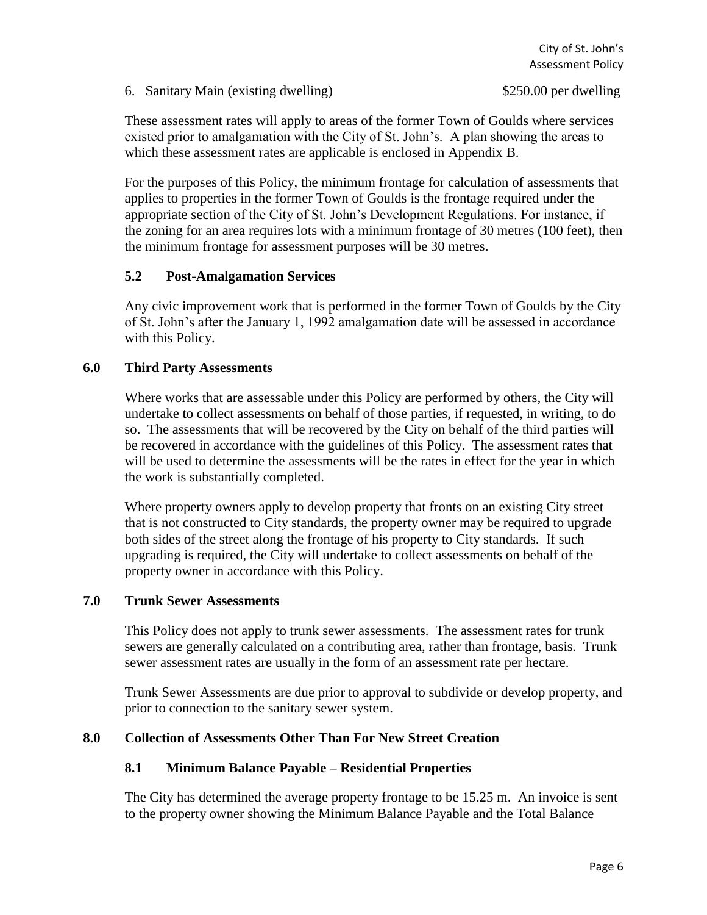6. Sanitary Main (existing dwelling) $250.00 per dwelling

These assessment rates will apply to areas of the former Town of Goulds where services existed prior to amalgamation with the City of St. John's. A plan showing the areas to which these assessment rates are applicable is enclosed in Appendix B.

For the purposes of this Policy, the minimum frontage for calculation of assessments that applies to properties in the former Town of Goulds is the frontage required under the appropriate section of the City of St. John's Development Regulations. For instance, if the zoning for an area requires lots with a minimum frontage of 30 metres (100 feet), then the minimum frontage for assessment purposes will be 30 metres.

### 5.2 Post-Amalgamation Services

Any civic improvement work that is performed in the former Town of Goulds by the City of St. John's after the January 1, 1992 amalgamation date will be assessed in accordance with this Policy.

## 6.0 Third Party Assessments

Where works that are assessable under this Policy are performed by others, the City will undertake to collect assessments on behalf of those parties, if requested, in writing, to do so. The assessments that will be recovered by the City on behalf of the third parties will be recovered in accordance with the guidelines of this Policy. The assessment rates that will be used to determine the assessments will be the rates in effect for the year in which the work is substantially completed.

Where property owners apply to develop property that fronts on an existing City street that is not constructed to City standards, the property owner may be required to upgrade both sides of the street along the frontage of his property to City standards. If such upgrading is required, the City will undertake to collect assessments on behalf of the property owner in accordance with this Policy.

## 7.0 Trunk Sewer Assessments

This Policy does not apply to trunk sewer assessments. The assessment rates for trunk sewers are generally calculated on a contributing area, rather than frontage, basis. Trunk sewer assessment rates are usually in the form of an assessment rate per hectare.

Trunk Sewer Assessments are due prior to approval to subdivide or develop property, and prior to connection to the sanitary sewer system.

## 8.0 Collection of Assessments Other Than For New Street Creation

### 8.1 Minimum Balance Payable – Residential Properties

The City has determined the average property frontage to be 15.25 m. An invoice is sent to the property owner showing the Minimum Balance Payable and the Total Balance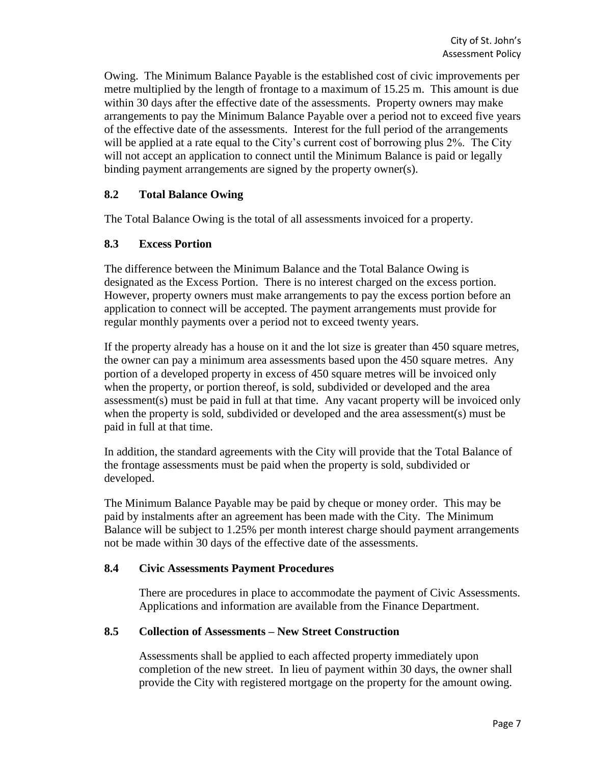Owing. The Minimum Balance Payable is the established cost of civic improvements per metre multiplied by the length of frontage to a maximum of 15.25 m. This amount is due within 30 days after the effective date of the assessments. Property owners may make arrangements to pay the Minimum Balance Payable over a period not to exceed five years of the effective date of the assessments. Interest for the full period of the arrangements will be applied at a rate equal to the City's current cost of borrowing plus 2%. The City will not accept an application to connect until the Minimum Balance is paid or legally binding payment arrangements are signed by the property owner(s).

### 8.2 Total Balance Owing

The Total Balance Owing is the total of all assessments invoiced for a property.

### 8.3 Excess Portion

The difference between the Minimum Balance and the Total Balance Owing is designated as the Excess Portion. There is no interest charged on the excess portion. However, property owners must make arrangements to pay the excess portion before an application to connect will be accepted. The payment arrangements must provide for regular monthly payments over a period not to exceed twenty years.

If the property already has a house on it and the lot size is greater than 450 square metres, the owner can pay a minimum area assessments based upon the 450 square metres. Any portion of a developed property in excess of 450 square metres will be invoiced only when the property, or portion thereof, is sold, subdivided or developed and the area assessment(s) must be paid in full at that time. Any vacant property will be invoiced only when the property is sold, subdivided or developed and the area assessment(s) must be paid in full at that time.

In addition, the standard agreements with the City will provide that the Total Balance of the frontage assessments must be paid when the property is sold, subdivided or developed.

The Minimum Balance Payable may be paid by cheque or money order. This may be paid by instalments after an agreement has been made with the City. The Minimum Balance will be subject to 1.25% per month interest charge should payment arrangements not be made within 30 days of the effective date of the assessments.

### 8.4 Civic Assessments Payment Procedures

There are procedures in place to accommodate the payment of Civic Assessments. Applications and information are available from the Finance Department.

### 8.5 Collection of Assessments – New Street Construction

Assessments shall be applied to each affected property immediately upon completion of the new street. In lieu of payment within 30 days, the owner shall provide the City with registered mortgage on the property for the amount owing.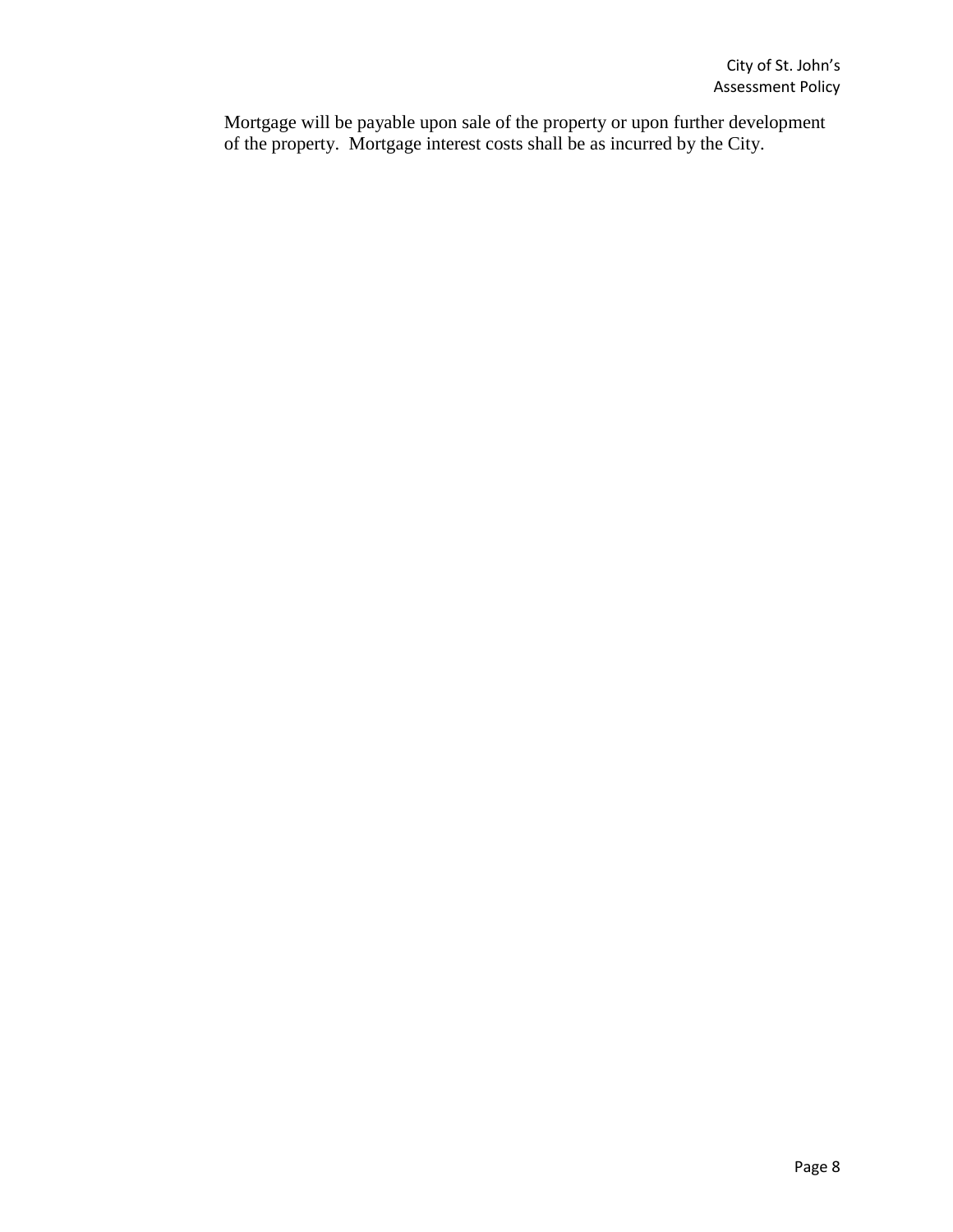Mortgage will be payable upon sale of the property or upon further development of the property. Mortgage interest costs shall be as incurred by the City.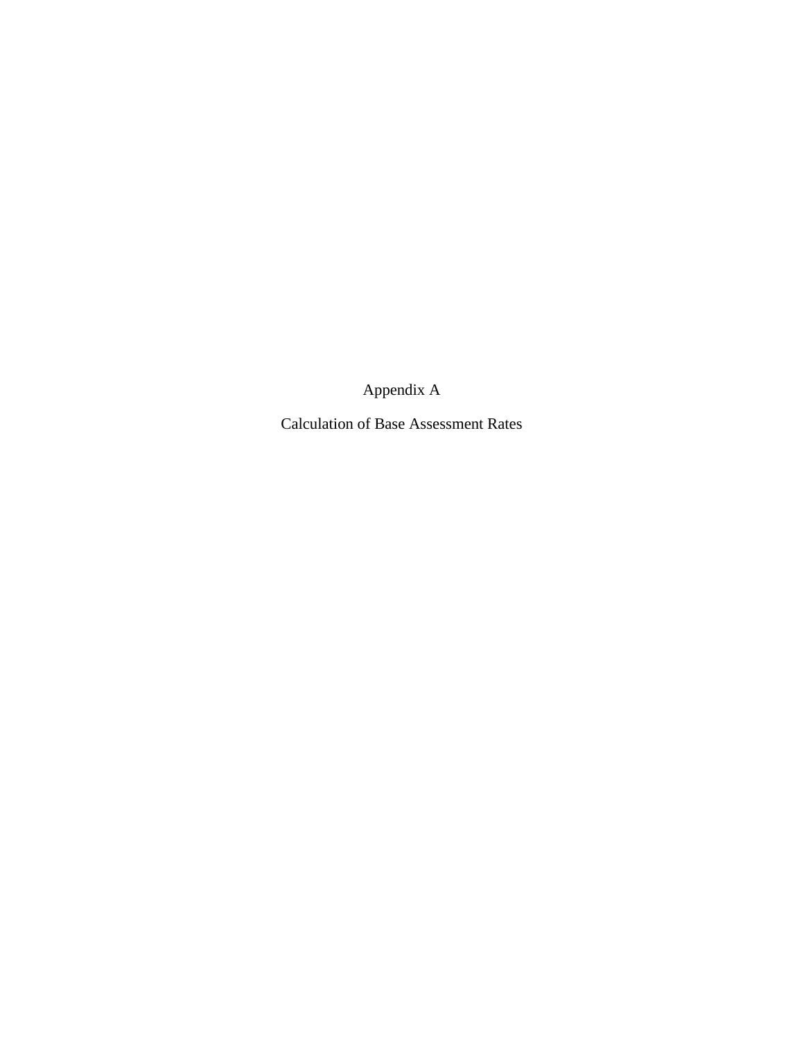# Appendix A

## Calculation of Base Assessment Rates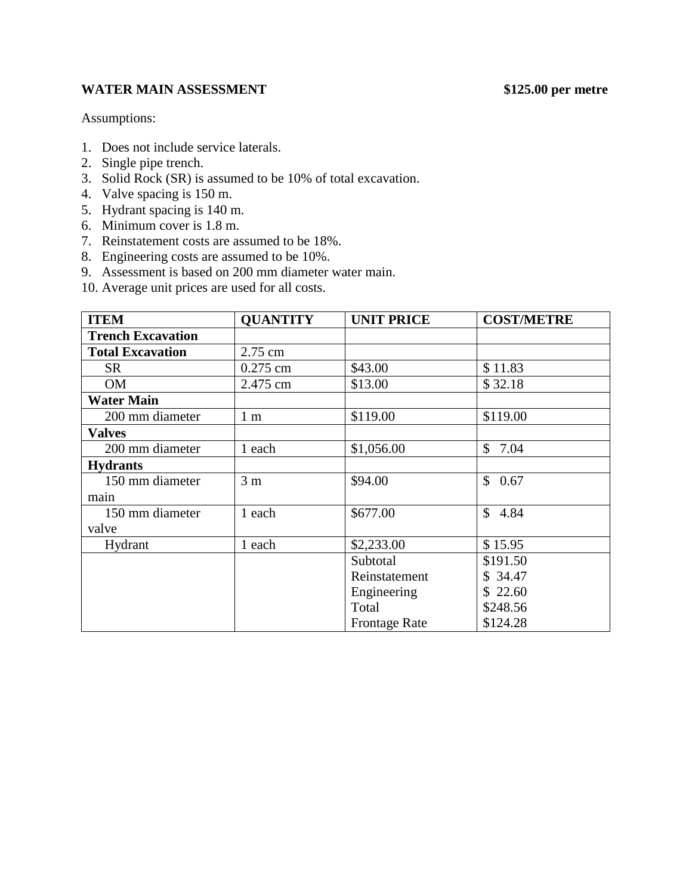**WATER MAIN ASSESSMENT** **$125.00 per metre**

Assumptions:

1. Does not include service laterals.
2. Single pipe trench.
3. Solid Rock (SR) is assumed to be 10% of total excavation.
4. Valve spacing is 150 m.
5. Hydrant spacing is 140 m.
6. Minimum cover is 1.8 m.
7. Reinstatement costs are assumed to be 18%.
8. Engineering costs are assumed to be 10%.
9. Assessment is based on 200 mm diameter water main.
10. Average unit prices are used for all costs.

| ITEM | QUANTITY | UNIT PRICE | COST/METRE |
|---|---|---|---|
| **Trench Excavation** | | | |
| **Total Excavation** | 2.75 cm | | |
| SR | 0.275 cm | $43.00 | $ 11.83 |
| OM | 2.475 cm | $13.00 | $ 32.18 |
| **Water Main** | | | |
| 200 mm diameter | 1 m | $119.00 | $119.00 |
| **Valves** | | | |
| 200 mm diameter | 1 each | $1,056.00 | $ 7.04 |
| **Hydrants** | | | |
| 150 mm diameter main | 3 m | $94.00 | $ 0.67 |
| 150 mm diameter valve | 1 each | $677.00 | $ 4.84 |
| Hydrant | 1 each | $2,233.00 | $ 15.95 |
| | | Subtotal | $191.50 |
| | | Reinstatement | $ 34.47 |
| | | Engineering | $ 22.60 |
| | | Total | $248.56 |
| | | Frontage Rate | $124.28 |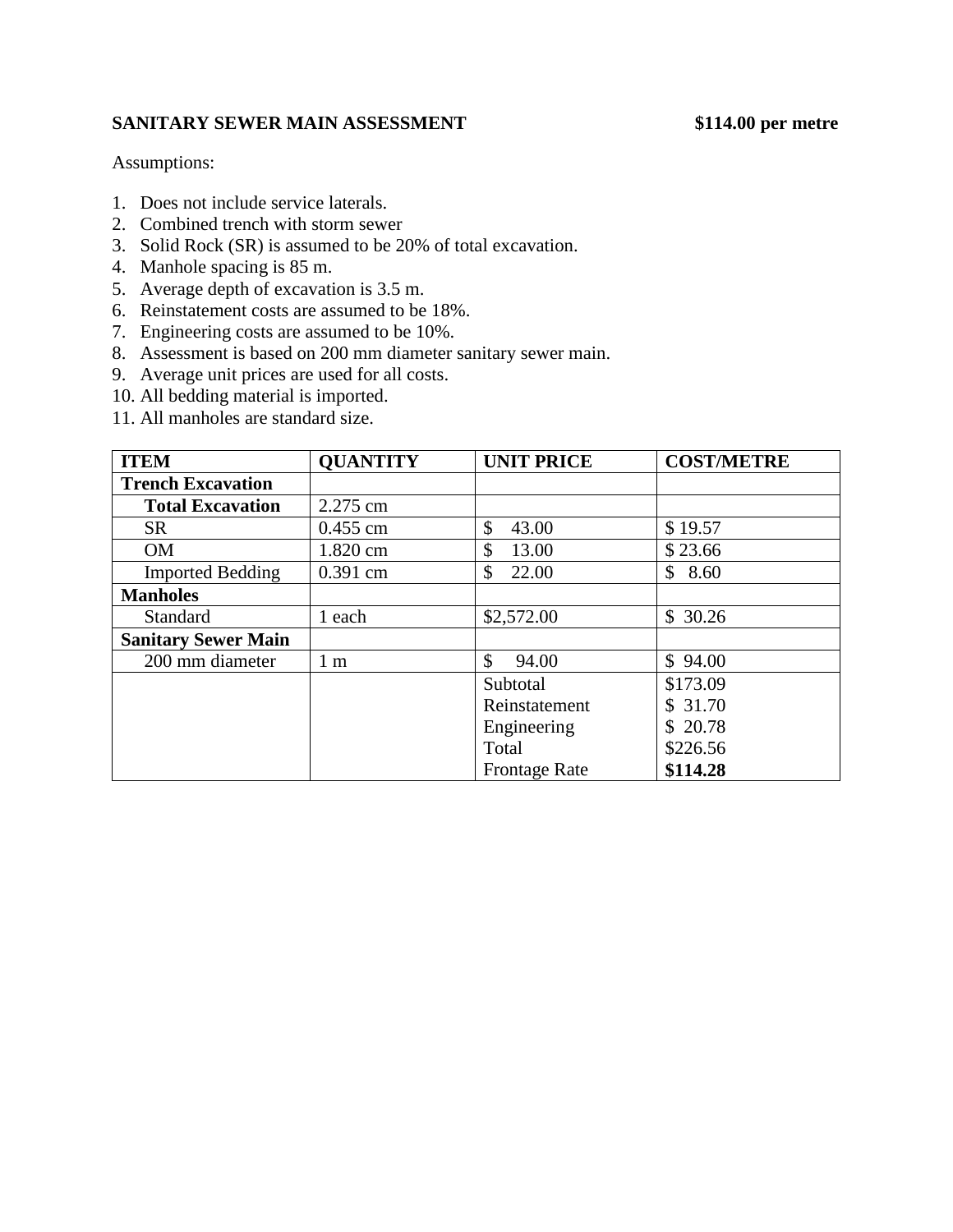**SANITARY SEWER MAIN ASSESSMENT** **$114.00 per metre**

Assumptions:

1. Does not include service laterals.
2. Combined trench with storm sewer
3. Solid Rock (SR) is assumed to be 20% of total excavation.
4. Manhole spacing is 85 m.
5. Average depth of excavation is 3.5 m.
6. Reinstatement costs are assumed to be 18%.
7. Engineering costs are assumed to be 10%.
8. Assessment is based on 200 mm diameter sanitary sewer main.
9. Average unit prices are used for all costs.
10. All bedding material is imported.
11. All manholes are standard size.

| ITEM | QUANTITY | UNIT PRICE | COST/METRE |
|---|---|---|---|
| **Trench Excavation** | | | |
| **Total Excavation** | 2.275 cm | | |
| SR | 0.455 cm | $ 43.00 | $ 19.57 |
| OM | 1.820 cm | $ 13.00 | $ 23.66 |
| Imported Bedding | 0.391 cm | $ 22.00 | $ 8.60 |
| **Manholes** | | | |
| Standard | 1 each | $2,572.00 | $ 30.26 |
| **Sanitary Sewer Main** | | | |
| 200 mm diameter | 1 m | $ 94.00 | $ 94.00 |
| | | Subtotal | $173.09 |
| | | Reinstatement | $ 31.70 |
| | | Engineering | $ 20.78 |
| | | Total | $226.56 |
| | | Frontage Rate | **$114.28** |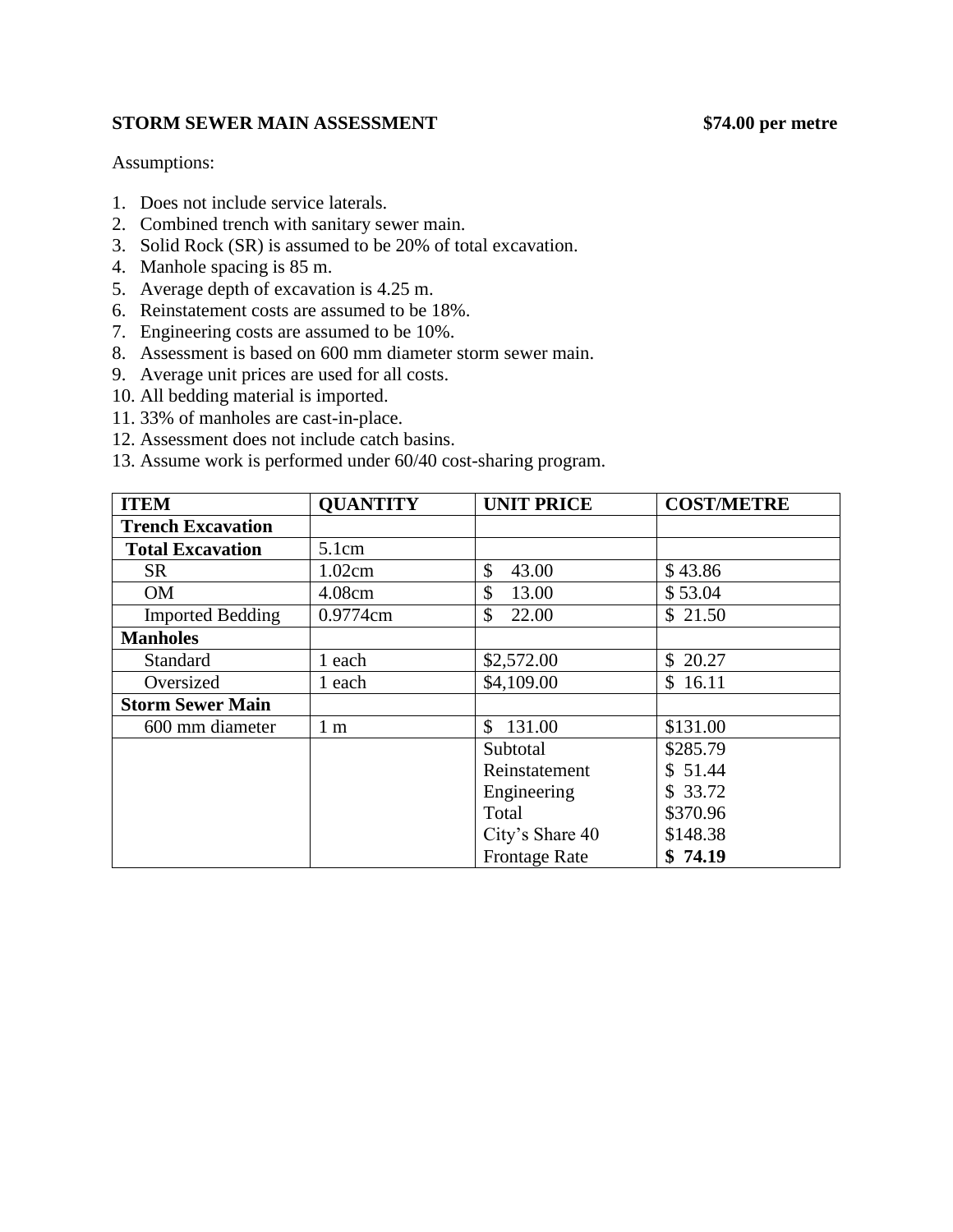**STORM SEWER MAIN ASSESSMENT** **$74.00 per metre**

Assumptions:

1. Does not include service laterals.
2. Combined trench with sanitary sewer main.
3. Solid Rock (SR) is assumed to be 20% of total excavation.
4. Manhole spacing is 85 m.
5. Average depth of excavation is 4.25 m.
6. Reinstatement costs are assumed to be 18%.
7. Engineering costs are assumed to be 10%.
8. Assessment is based on 600 mm diameter storm sewer main.
9. Average unit prices are used for all costs.
10. All bedding material is imported.
11. 33% of manholes are cast-in-place.
12. Assessment does not include catch basins.
13. Assume work is performed under 60/40 cost-sharing program.

| ITEM | QUANTITY | UNIT PRICE | COST/METRE |
|---|---|---|---|
| **Trench Excavation** | | | |
| **Total Excavation** | 5.1cm | | |
| SR | 1.02cm | $ 43.00 | $ 43.86 |
| OM | 4.08cm | $ 13.00 | $ 53.04 |
| Imported Bedding | 0.9774cm | $ 22.00 | $ 21.50 |
| **Manholes** | | | |
| Standard | 1 each | $2,572.00 | $ 20.27 |
| Oversized | 1 each | $4,109.00 | $ 16.11 |
| **Storm Sewer Main** | | | |
| 600 mm diameter | 1 m | $ 131.00 | $131.00 |
| | | Subtotal | $285.79 |
| | | Reinstatement | $ 51.44 |
| | | Engineering | $ 33.72 |
| | | Total | $370.96 |
| | | City's Share 40 | $148.38 |
| | | Frontage Rate | **$ 74.19** |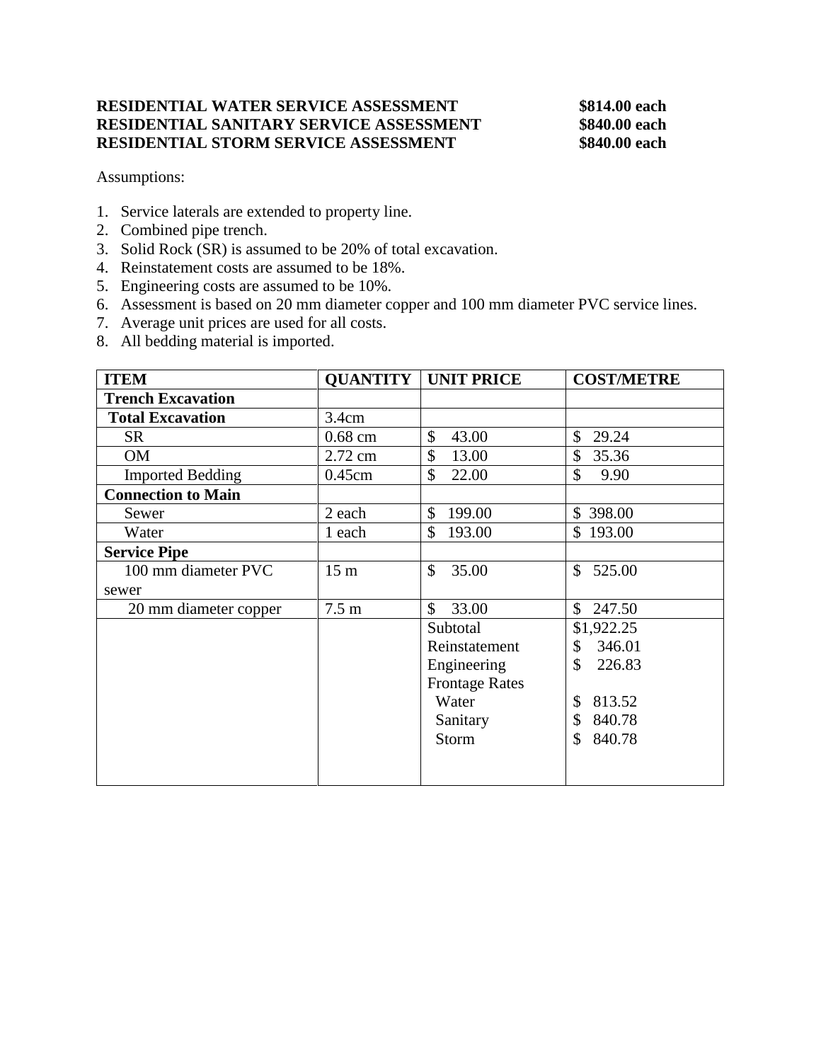**RESIDENTIAL WATER SERVICE ASSESSMENT $814.00 each**
**RESIDENTIAL SANITARY SERVICE ASSESSMENT $840.00 each**
**RESIDENTIAL STORM SERVICE ASSESSMENT $840.00 each**

Assumptions:

1. Service laterals are extended to property line.
2. Combined pipe trench.
3. Solid Rock (SR) is assumed to be 20% of total excavation.
4. Reinstatement costs are assumed to be 18%.
5. Engineering costs are assumed to be 10%.
6. Assessment is based on 20 mm diameter copper and 100 mm diameter PVC service lines.
7. Average unit prices are used for all costs.
8. All bedding material is imported.

| ITEM | QUANTITY | UNIT PRICE | COST/METRE |
|---|---|---|---|
| **Trench Excavation** | | | |
| **Total Excavation** | 3.4cm | | |
| SR | 0.68 cm | $ 43.00 | $ 29.24 |
| OM | 2.72 cm | $ 13.00 | $ 35.36 |
| Imported Bedding | 0.45cm | $ 22.00 | $ 9.90 |
| **Connection to Main** | | | |
| Sewer | 2 each | $ 199.00 | $ 398.00 |
| Water | 1 each | $ 193.00 | $ 193.00 |
| **Service Pipe** | | | |
| 100 mm diameter PVC sewer | 15 m | $ 35.00 | $ 525.00 |
| 20 mm diameter copper | 7.5 m | $ 33.00 | $ 247.50 |
| | | Subtotal | $1,922.25 |
| | | Reinstatement | $ 346.01 |
| | | Engineering | $ 226.83 |
| | | Frontage Rates | |
| | | Water | $ 813.52 |
| | | Sanitary | $ 840.78 |
| | | Storm | $ 840.78 |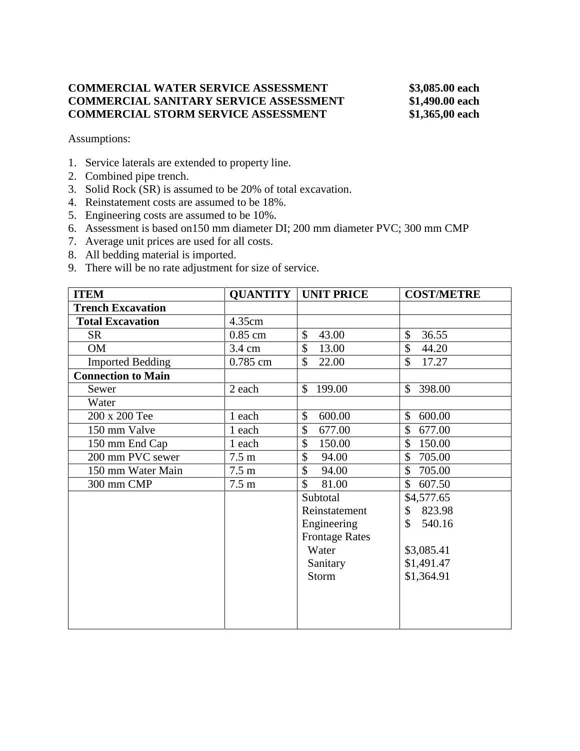**COMMERCIAL WATER SERVICE ASSESSMENT $3,085.00 each**
**COMMERCIAL SANITARY SERVICE ASSESSMENT $1,490.00 each**
**COMMERCIAL STORM SERVICE ASSESSMENT $1,365,00 each**

Assumptions:

1. Service laterals are extended to property line.
2. Combined pipe trench.
3. Solid Rock (SR) is assumed to be 20% of total excavation.
4. Reinstatement costs are assumed to be 18%.
5. Engineering costs are assumed to be 10%.
6. Assessment is based on150 mm diameter DI; 200 mm diameter PVC; 300 mm CMP
7. Average unit prices are used for all costs.
8. All bedding material is imported.
9. There will be no rate adjustment for size of service.

| ITEM | QUANTITY | UNIT PRICE | COST/METRE |
|---|---|---|---|
| **Trench Excavation** | | | |
| **Total Excavation** | 4.35cm | | |
| SR | 0.85 cm | $ 43.00 | $ 36.55 |
| OM | 3.4 cm | $ 13.00 | $ 44.20 |
| Imported Bedding | 0.785 cm | $ 22.00 | $ 17.27 |
| **Connection to Main** | | | |
| Sewer | 2 each | $ 199.00 | $ 398.00 |
| Water | | | |
| 200 x 200 Tee | 1 each | $ 600.00 | $ 600.00 |
| 150 mm Valve | 1 each | $ 677.00 | $ 677.00 |
| 150 mm End Cap | 1 each | $ 150.00 | $ 150.00 |
| 200 mm PVC sewer | 7.5 m | $ 94.00 | $ 705.00 |
| 150 mm Water Main | 7.5 m | $ 94.00 | $ 705.00 |
| 300 mm CMP | 7.5 m | $ 81.00 | $ 607.50 |
| | | Subtotal | $4,577.65 |
| | | Reinstatement | $ 823.98 |
| | | Engineering | $ 540.16 |
| | | Frontage Rates | |
| | | Water | $3,085.41 |
| | | Sanitary | $1,491.47 |
| | | Storm | $1,364.91 |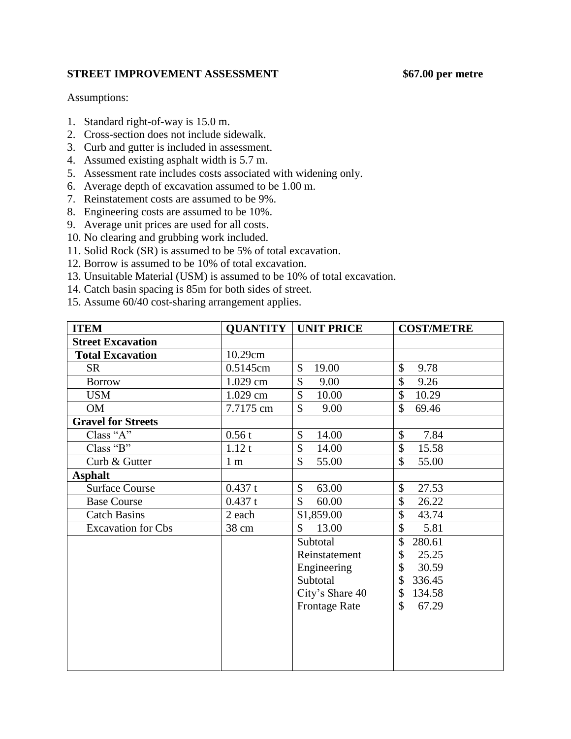**STREET IMPROVEMENT ASSESSMENT** **$67.00 per metre**

Assumptions:

1. Standard right-of-way is 15.0 m.
2. Cross-section does not include sidewalk.
3. Curb and gutter is included in assessment.
4. Assumed existing asphalt width is 5.7 m.
5. Assessment rate includes costs associated with widening only.
6. Average depth of excavation assumed to be 1.00 m.
7. Reinstatement costs are assumed to be 9%.
8. Engineering costs are assumed to be 10%.
9. Average unit prices are used for all costs.
10. No clearing and grubbing work included.
11. Solid Rock (SR) is assumed to be 5% of total excavation.
12. Borrow is assumed to be 10% of total excavation.
13. Unsuitable Material (USM) is assumed to be 10% of total excavation.
14. Catch basin spacing is 85m for both sides of street.
15. Assume 60/40 cost-sharing arrangement applies.

| ITEM | QUANTITY | UNIT PRICE | COST/METRE |
|---|---|---|---|
| **Street Excavation** | | | |
| **Total Excavation** | 10.29cm | | |
| SR | 0.5145cm | $ 19.00 | $ 9.78 |
| Borrow | 1.029 cm | $ 9.00 | $ 9.26 |
| USM | 1.029 cm | $ 10.00 | $ 10.29 |
| OM | 7.7175 cm | $ 9.00 | $ 69.46 |
| **Gravel for Streets** | | | |
| Class "A" | 0.56 t | $ 14.00 | $ 7.84 |
| Class "B" | 1.12 t | $ 14.00 | $ 15.58 |
| Curb & Gutter | 1 m | $ 55.00 | $ 55.00 |
| **Asphalt** | | | |
| Surface Course | 0.437 t | $ 63.00 | $ 27.53 |
| Base Course | 0.437 t | $ 60.00 | $ 26.22 |
| Catch Basins | 2 each | $1,859.00 | $ 43.74 |
| Excavation for Cbs | 38 cm | $ 13.00 | $ 5.81 |
| | | Subtotal | $ 280.61 |
| | | Reinstatement | $ 25.25 |
| | | Engineering | $ 30.59 |
| | | Subtotal | $ 336.45 |
| | | City's Share 40 | $ 134.58 |
| | | Frontage Rate | $ 67.29 |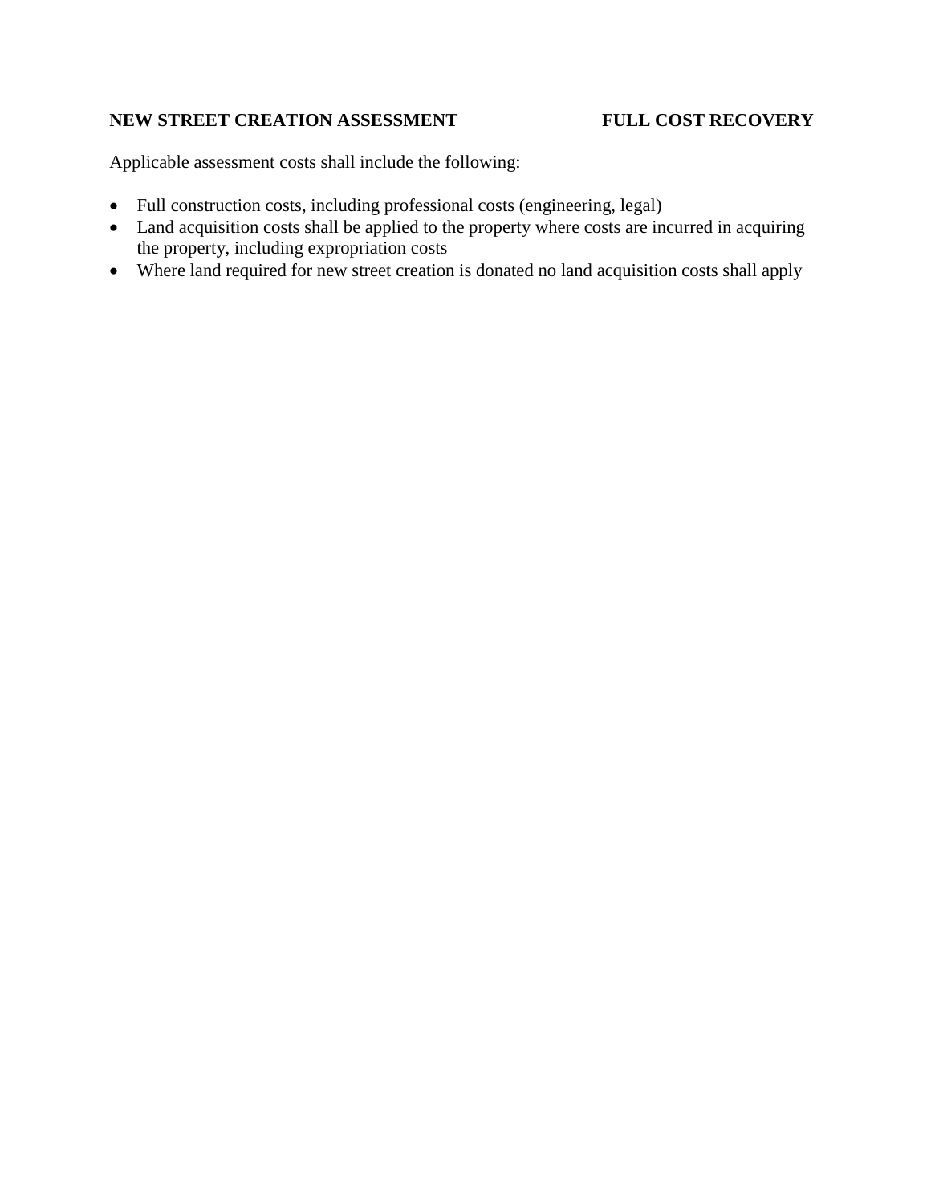**NEW STREET CREATION ASSESSMENT** **FULL COST RECOVERY**

Applicable assessment costs shall include the following:

- Full construction costs, including professional costs (engineering, legal)
- Land acquisition costs shall be applied to the property where costs are incurred in acquiring the property, including expropriation costs
- Where land required for new street creation is donated no land acquisition costs shall apply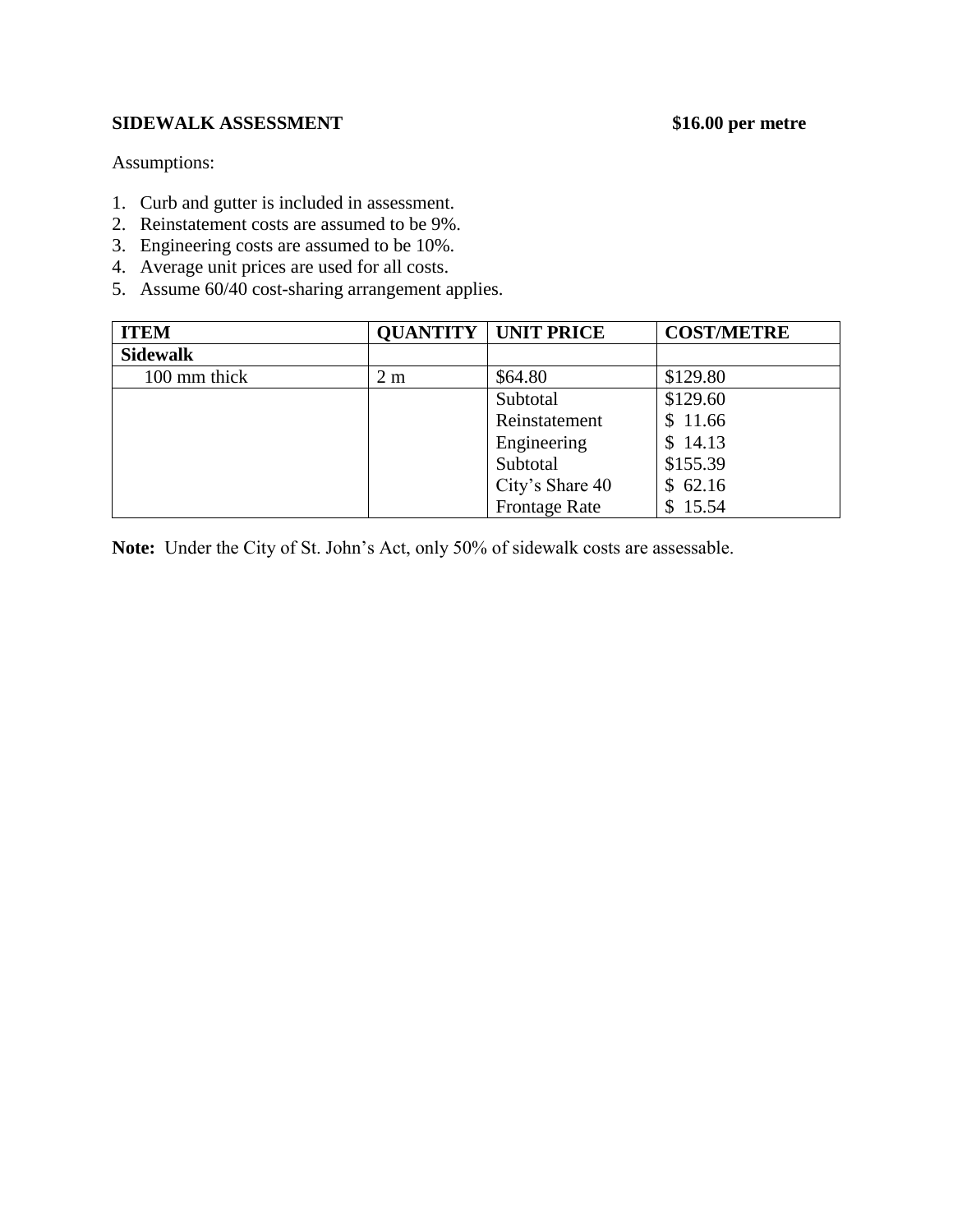**SIDEWALK ASSESSMENT** **$16.00 per metre**

Assumptions:

1. Curb and gutter is included in assessment.
2. Reinstatement costs are assumed to be 9%.
3. Engineering costs are assumed to be 10%.
4. Average unit prices are used for all costs.
5. Assume 60/40 cost-sharing arrangement applies.

| ITEM | QUANTITY | UNIT PRICE | COST/METRE |
|---|---|---|---|
| **Sidewalk** | | | |
| 100 mm thick | 2 m | $64.80 | $129.80 |
| | | Subtotal | $129.60 |
| | | Reinstatement | $ 11.66 |
| | | Engineering | $ 14.13 |
| | | Subtotal | $155.39 |
| | | City's Share 40 | $ 62.16 |
| | | Frontage Rate | $ 15.54 |

**Note:** Under the City of St. John's Act, only 50% of sidewalk costs are assessable.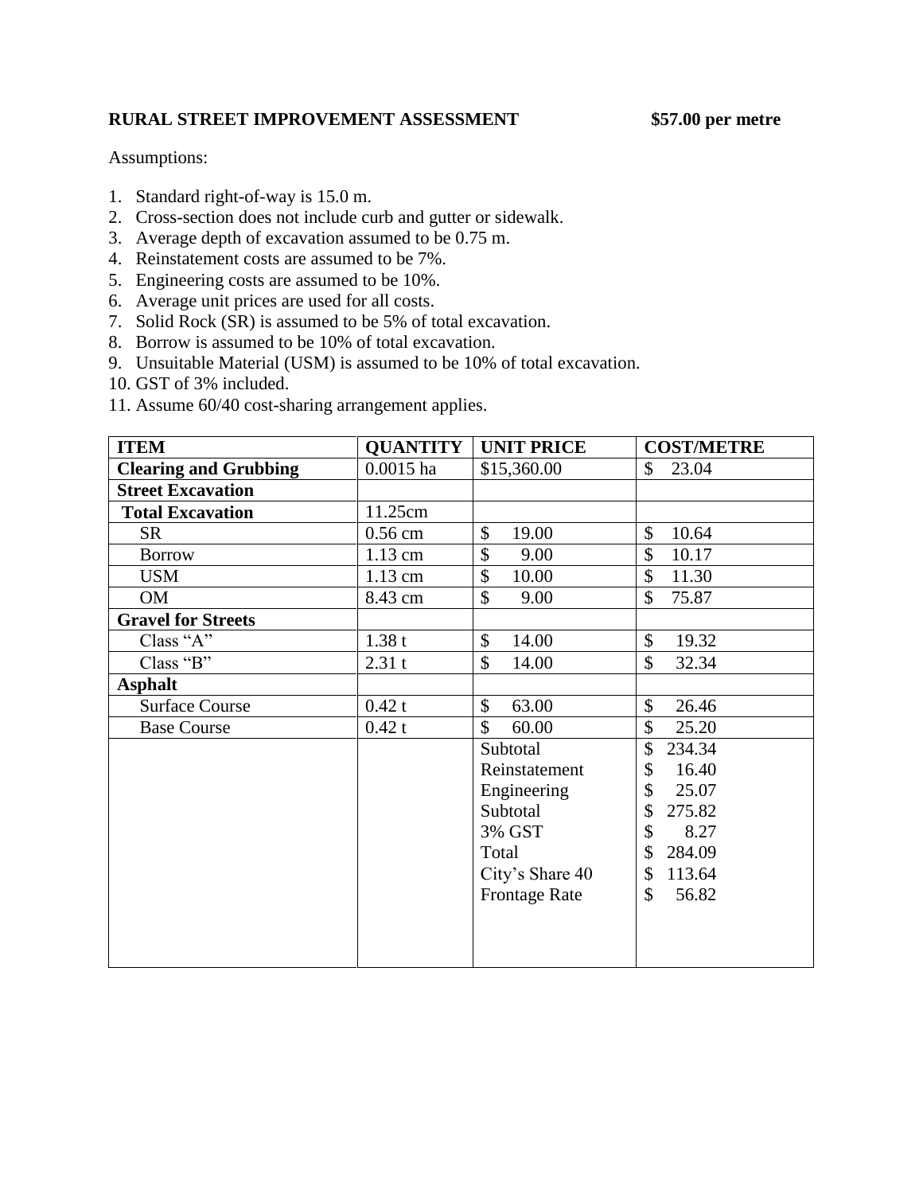**RURAL STREET IMPROVEMENT ASSESSMENT** **$57.00 per metre**

Assumptions:

1. Standard right-of-way is 15.0 m.
2. Cross-section does not include curb and gutter or sidewalk.
3. Average depth of excavation assumed to be 0.75 m.
4. Reinstatement costs are assumed to be 7%.
5. Engineering costs are assumed to be 10%.
6. Average unit prices are used for all costs.
7. Solid Rock (SR) is assumed to be 5% of total excavation.
8. Borrow is assumed to be 10% of total excavation.
9. Unsuitable Material (USM) is assumed to be 10% of total excavation.
10. GST of 3% included.
11. Assume 60/40 cost-sharing arrangement applies.

| ITEM | QUANTITY | UNIT PRICE | COST/METRE |
|---|---|---|---|
| **Clearing and Grubbing** | 0.0015 ha | $15,360.00 | $ 23.04 |
| **Street Excavation** | | | |
| **Total Excavation** | 11.25cm | | |
| SR | 0.56 cm | $ 19.00 | $ 10.64 |
| Borrow | 1.13 cm | $ 9.00 | $ 10.17 |
| USM | 1.13 cm | $ 10.00 | $ 11.30 |
| OM | 8.43 cm | $ 9.00 | $ 75.87 |
| **Gravel for Streets** | | | |
| Class "A" | 1.38 t | $ 14.00 | $ 19.32 |
| Class "B" | 2.31 t | $ 14.00 | $ 32.34 |
| **Asphalt** | | | |
| Surface Course | 0.42 t | $ 63.00 | $ 26.46 |
| Base Course | 0.42 t | $ 60.00 | $ 25.20 |
| | | Subtotal | $ 234.34 |
| | | Reinstatement | $ 16.40 |
| | | Engineering | $ 25.07 |
| | | Subtotal | $ 275.82 |
| | | 3% GST | $ 8.27 |
| | | Total | $ 284.09 |
| | | City's Share 40 | $ 113.64 |
| | | Frontage Rate | $ 56.82 |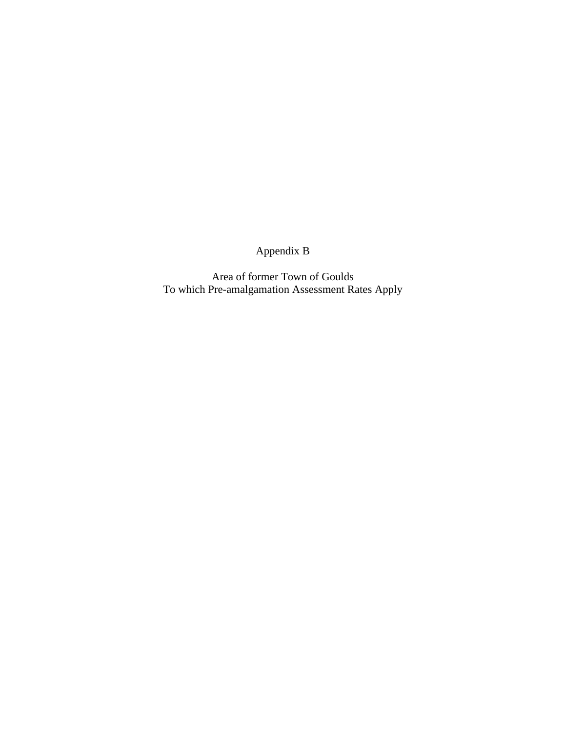# Appendix B

## Area of former Town of Goulds
## To which Pre-amalgamation Assessment Rates Apply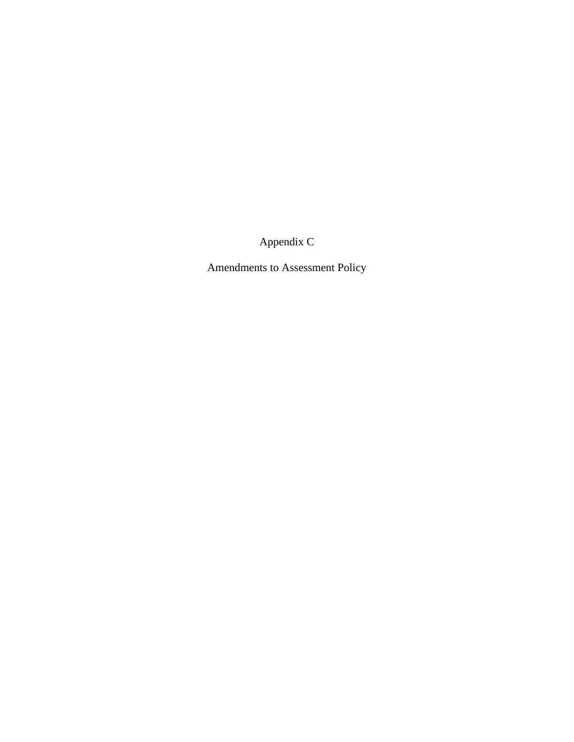# Appendix C

## Amendments to Assessment Policy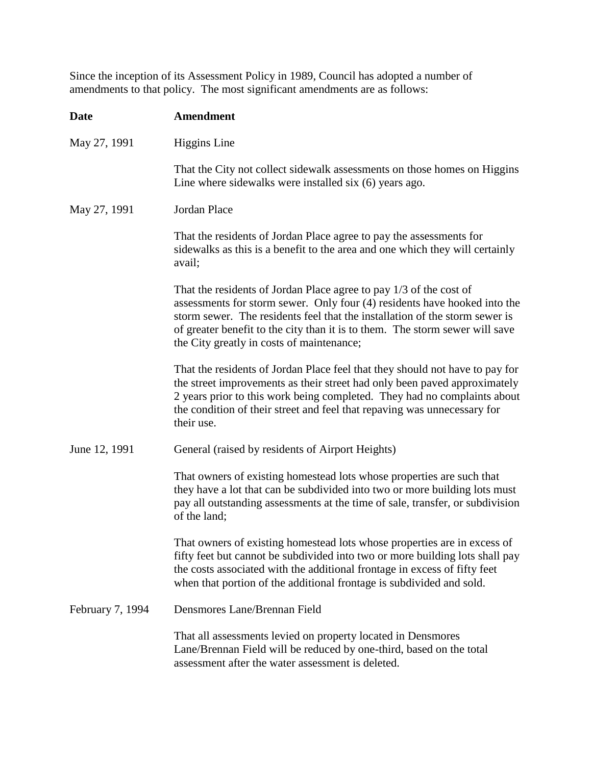Since the inception of its Assessment Policy in 1989, Council has adopted a number of amendments to that policy. The most significant amendments are as follows:

| **Date** | **Amendment** |
|---|---|
| May 27, 1991 | Higgins Line<br><br>That the City not collect sidewalk assessments on those homes on Higgins Line where sidewalks were installed six (6) years ago. |
| May 27, 1991 | Jordan Place<br><br>That the residents of Jordan Place agree to pay the assessments for sidewalks as this is a benefit to the area and one which they will certainly avail;<br><br>That the residents of Jordan Place agree to pay 1/3 of the cost of assessments for storm sewer. Only four (4) residents have hooked into the storm sewer. The residents feel that the installation of the storm sewer is of greater benefit to the city than it is to them. The storm sewer will save the City greatly in costs of maintenance;<br><br>That the residents of Jordan Place feel that they should not have to pay for the street improvements as their street had only been paved approximately 2 years prior to this work being completed. They had no complaints about the condition of their street and feel that repaving was unnecessary for their use. |
| June 12, 1991 | General (raised by residents of Airport Heights)<br><br>That owners of existing homestead lots whose properties are such that they have a lot that can be subdivided into two or more building lots must pay all outstanding assessments at the time of sale, transfer, or subdivision of the land;<br><br>That owners of existing homestead lots whose properties are in excess of fifty feet but cannot be subdivided into two or more building lots shall pay the costs associated with the additional frontage in excess of fifty feet when that portion of the additional frontage is subdivided and sold. |
| February 7, 1994 | Densmores Lane/Brennan Field<br><br>That all assessments levied on property located in Densmores Lane/Brennan Field will be reduced by one-third, based on the total assessment after the water assessment is deleted. |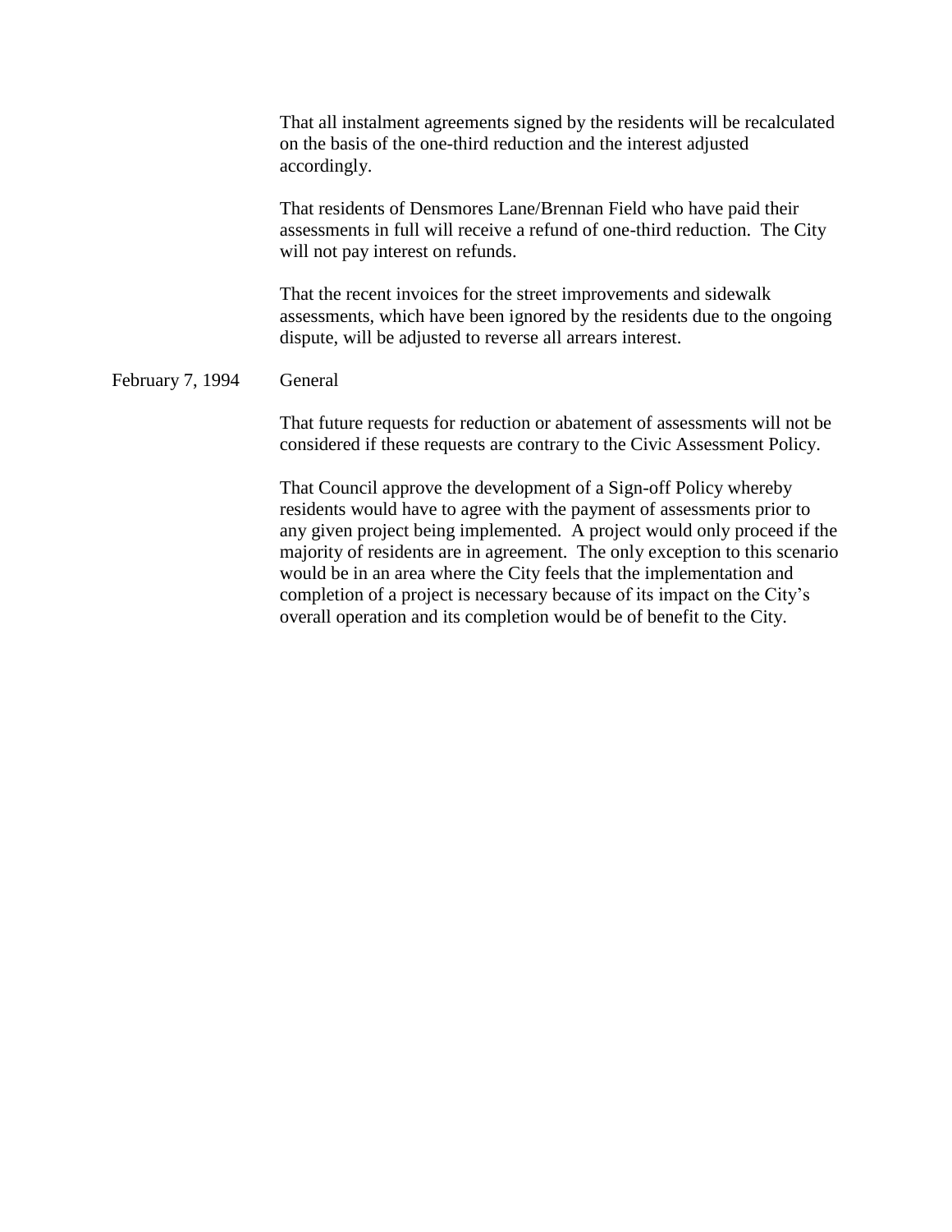That all instalment agreements signed by the residents will be recalculated on the basis of the one-third reduction and the interest adjusted accordingly.

That residents of Densmores Lane/Brennan Field who have paid their assessments in full will receive a refund of one-third reduction. The City will not pay interest on refunds.

That the recent invoices for the street improvements and sidewalk assessments, which have been ignored by the residents due to the ongoing dispute, will be adjusted to reverse all arrears interest.

February 7, 1994 General

That future requests for reduction or abatement of assessments will not be considered if these requests are contrary to the Civic Assessment Policy.

That Council approve the development of a Sign-off Policy whereby residents would have to agree with the payment of assessments prior to any given project being implemented. A project would only proceed if the majority of residents are in agreement. The only exception to this scenario would be in an area where the City feels that the implementation and completion of a project is necessary because of its impact on the City's overall operation and its completion would be of benefit to the City.